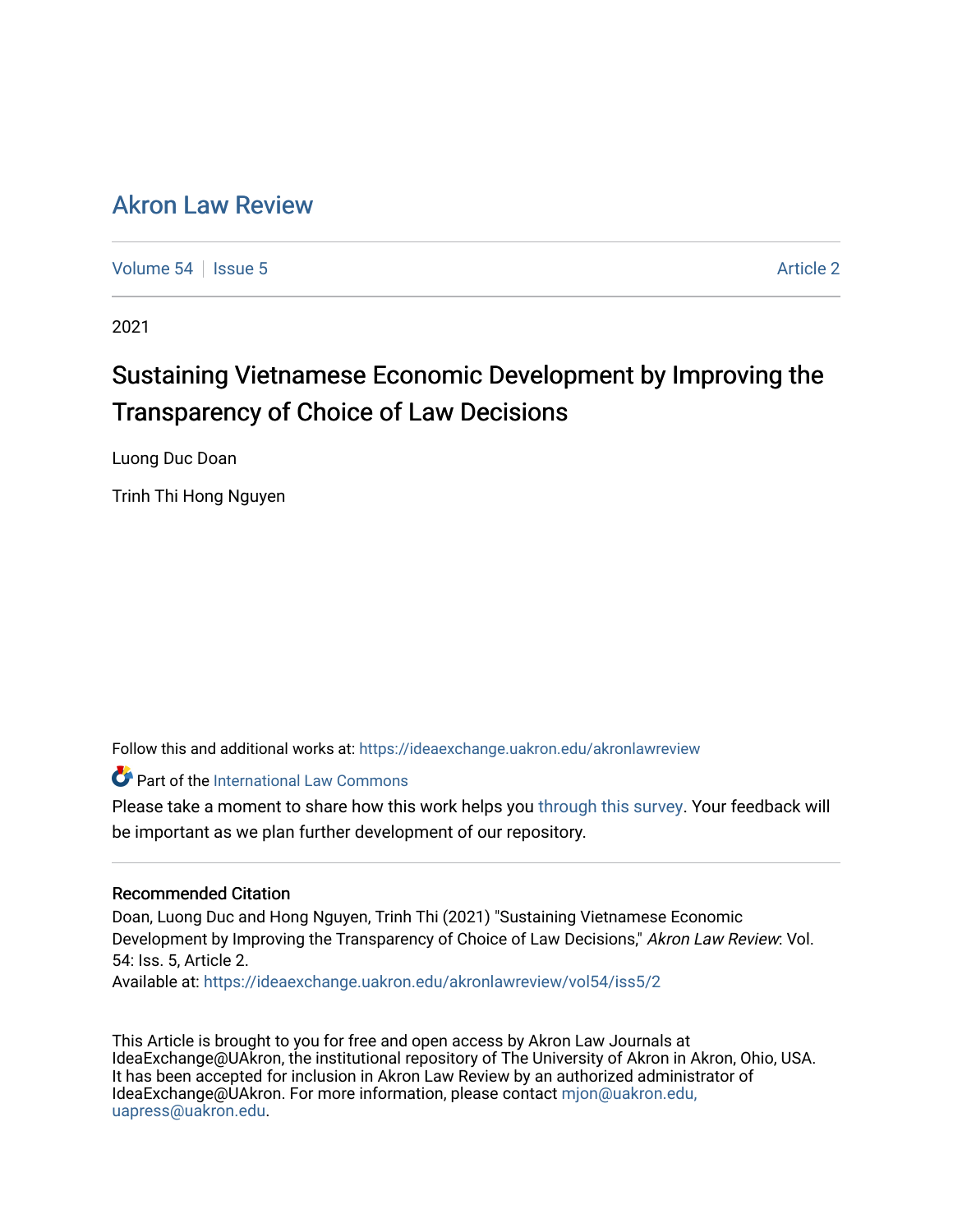# Akron Law Review

Volume 54 | Issue 5 | Article 2

2021

## Sustaining Vietnamese Economic Development by Improving the Transparency of Choice of Law Decisions

Luong Duc Doan

Trinh Thi Hong Nguyen

Follow this and additional works at: https://ideaexchange.uakron.edu/akronlawreview

Part of the International Law Commons

Please take a moment to share how this work helps you through this survey. Your feedback will be important as we plan further development of our repository.

### Recommended Citation

Doan, Luong Duc and Hong Nguyen, Trinh Thi (2021) "Sustaining Vietnamese Economic Development by Improving the Transparency of Choice of Law Decisions," *Akron Law Review*: Vol. 54: Iss. 5, Article 2.
Available at: https://ideaexchange.uakron.edu/akronlawreview/vol54/iss5/2

This Article is brought to you for free and open access by Akron Law Journals at IdeaExchange@UAkron, the institutional repository of The University of Akron in Akron, Ohio, USA. It has been accepted for inclusion in Akron Law Review by an authorized administrator of IdeaExchange@UAkron. For more information, please contact mjon@uakron.edu, uapress@uakron.edu.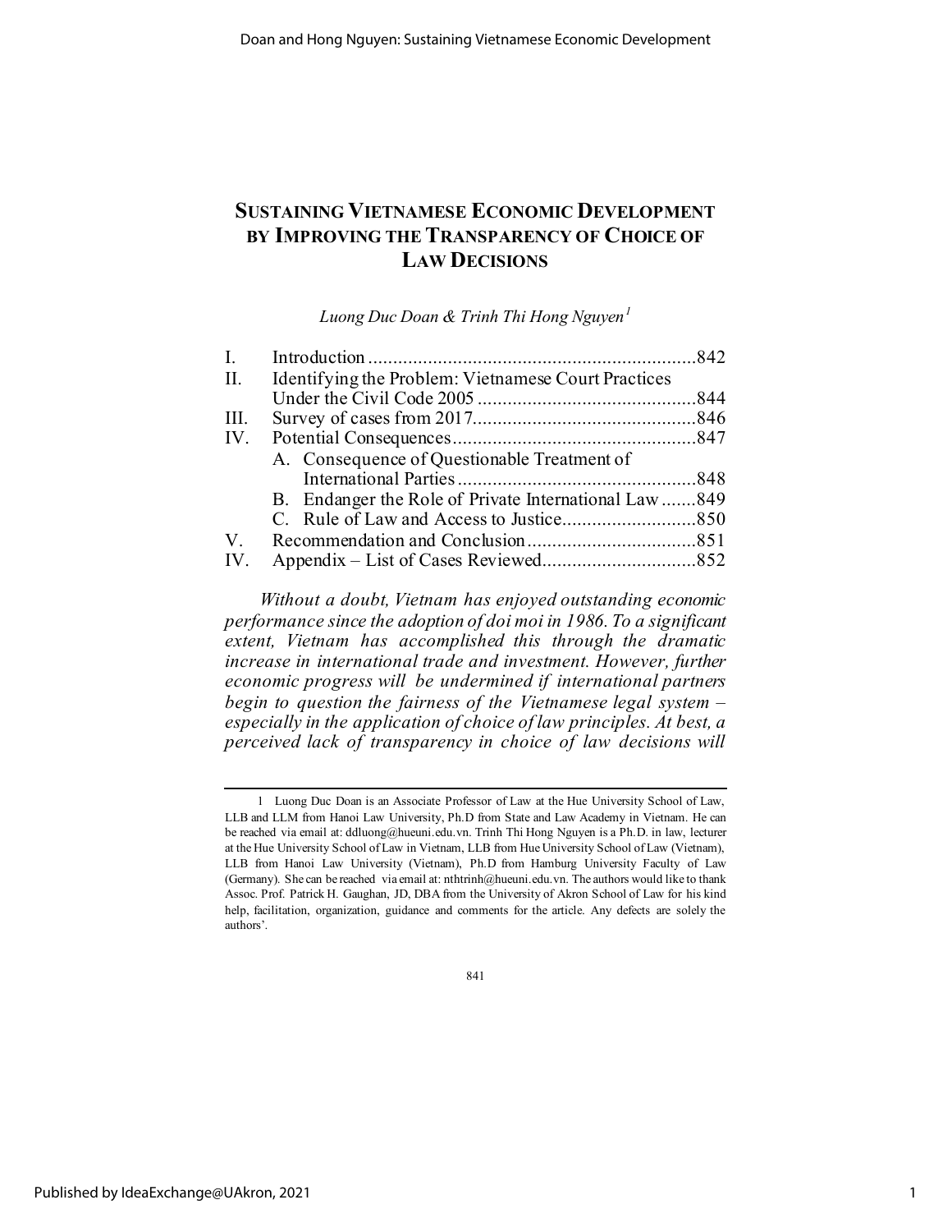# SUSTAINING VIETNAMESE ECONOMIC DEVELOPMENT BY IMPROVING THE TRANSPARENCY OF CHOICE OF LAW DECISIONS

*Luong Duc Doan & Trinh Thi Hong Nguyen*[1]

| | | |
|---|---|---|
| I. | Introduction | 842 |
| II. | Identifying the Problem: Vietnamese Court Practices Under the Civil Code 2005 | 844 |
| III. | Survey of cases from 2017 | 846 |
| IV. | Potential Consequences | 847 |
| | A. Consequence of Questionable Treatment of International Parties | 848 |
| | B. Endanger the Role of Private International Law | 849 |
| | C. Rule of Law and Access to Justice | 850 |
| V. | Recommendation and Conclusion | 851 |
| IV. | Appendix – List of Cases Reviewed | 852 |

*Without a doubt, Vietnam has enjoyed outstanding economic performance since the adoption of doi moi in 1986. To a significant extent, Vietnam has accomplished this through the dramatic increase in international trade and investment. However, further economic progress will be undermined if international partners begin to question the fairness of the Vietnamese legal system – especially in the application of choice of law principles. At best, a perceived lack of transparency in choice of law decisions will*

---

1 Luong Duc Doan is an Associate Professor of Law at the Hue University School of Law, LLB and LLM from Hanoi Law University, Ph.D from State and Law Academy in Vietnam. He can be reached via email at: ddluong@hueuni.edu.vn. Trinh Thi Hong Nguyen is a Ph.D. in law, lecturer at the Hue University School of Law in Vietnam, LLB from Hue University School of Law (Vietnam), LLB from Hanoi Law University (Vietnam), Ph.D from Hamburg University Faculty of Law (Germany). She can be reached via email at: nthtrinh@hueuni.edu.vn. The authors would like to thank Assoc. Prof. Patrick H. Gaughan, JD, DBA from the University of Akron School of Law for his kind help, facilitation, organization, guidance and comments for the article. Any defects are solely the authors'.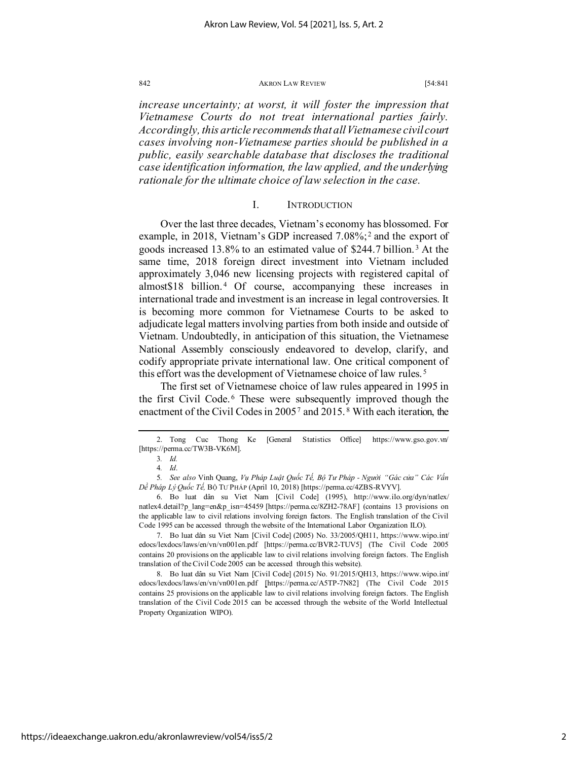*increase uncertainty; at worst, it will foster the impression that Vietnamese Courts do not treat international parties fairly. Accordingly, this article recommends that all Vietnamese civil court cases involving non-Vietnamese parties should be published in a public, easily searchable database that discloses the traditional case identification information, the law applied, and the underlying rationale for the ultimate choice of law selection in the case.*

## I. INTRODUCTION

Over the last three decades, Vietnam's economy has blossomed. For example, in 2018, Vietnam's GDP increased 7.08%;[2] and the export of goods increased 13.8% to an estimated value of $244.7 billion.[3] At the same time, 2018 foreign direct investment into Vietnam included approximately 3,046 new licensing projects with registered capital of almost$18 billion.[4] Of course, accompanying these increases in international trade and investment is an increase in legal controversies. It is becoming more common for Vietnamese Courts to be asked to adjudicate legal matters involving parties from both inside and outside of Vietnam. Undoubtedly, in anticipation of this situation, the Vietnamese National Assembly consciously endeavored to develop, clarify, and codify appropriate private international law. One critical component of this effort was the development of Vietnamese choice of law rules.[5]

The first set of Vietnamese choice of law rules appeared in 1995 in the first Civil Code.[6] These were subsequently improved though the enactment of the Civil Codes in 2005[7] and 2015.[8] With each iteration, the

---

2. Tong Cuc Thong Ke [General Statistics Office] https://www.gso.gov.vn/ [https://perma.cc/TW3B-VK6M].

3. *Id.*

4. *Id*.

5. *See also* Vinh Quang, *Vụ Pháp Luật Quốc Tế, Bộ Tư Pháp - Người "Gác cửa" Các Vấn Đề Pháp Lý Quốc Tế,* BỘ TƯ PHÁP (April 10, 2018) [https://perma.cc/4ZBS-RVYV].

6. Bo luat dân su Viet Nam [Civil Code] (1995), http://www.ilo.org/dyn/natlex/natlex4.detail?p_lang=en&p_isn=45459 [https://perma.cc/8ZH2-78AF] (contains 13 provisions on the applicable law to civil relations involving foreign factors. The English translation of the Civil Code 1995 can be accessed through the website of the International Labor Organization ILO).

7. Bo luat dân su Viet Nam [Civil Code] (2005) No. 33/2005/QH11, https://www.wipo.int/edocs/lexdocs/laws/en/vn/vn001en.pdf [https://perma.cc/BVR2-TUV5] (The Civil Code 2005 contains 20 provisions on the applicable law to civil relations involving foreign factors. The English translation of the Civil Code 2005 can be accessed through this website).

8. Bo luat dân su Viet Nam [Civil Code] (2015) No. 91/2015/QH13, https://www.wipo.int/edocs/lexdocs/laws/en/vn/vn001en.pdf [https://perma.cc/A5TP-7N82] (The Civil Code 2015 contains 25 provisions on the applicable law to civil relations involving foreign factors. The English translation of the Civil Code 2015 can be accessed through the website of the World Intellectual Property Organization WIPO).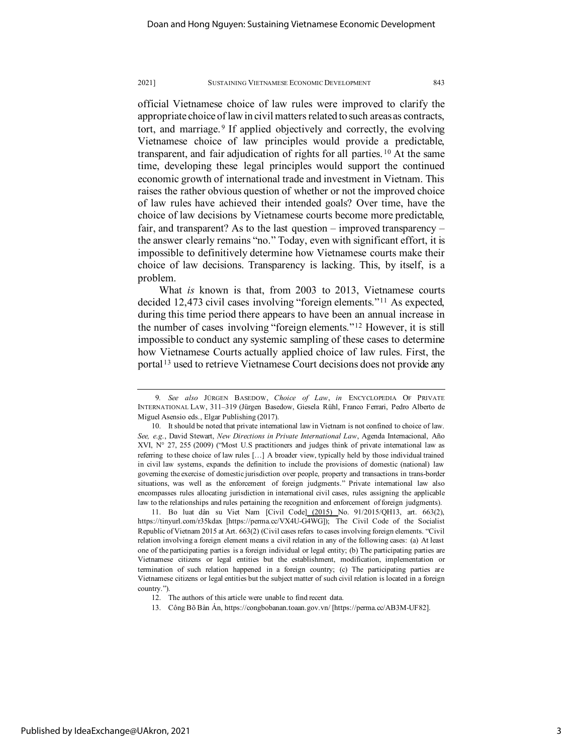official Vietnamese choice of law rules were improved to clarify the appropriate choice of law in civil matters related to such areas as contracts, tort, and marriage.[9] If applied objectively and correctly, the evolving Vietnamese choice of law principles would provide a predictable, transparent, and fair adjudication of rights for all parties.[10] At the same time, developing these legal principles would support the continued economic growth of international trade and investment in Vietnam. This raises the rather obvious question of whether or not the improved choice of law rules have achieved their intended goals? Over time, have the choice of law decisions by Vietnamese courts become more predictable, fair, and transparent? As to the last question – improved transparency – the answer clearly remains "no." Today, even with significant effort, it is impossible to definitively determine how Vietnamese courts make their choice of law decisions. Transparency is lacking. This, by itself, is a problem.

What *is* known is that, from 2003 to 2013, Vietnamese courts decided 12,473 civil cases involving "foreign elements."[11] As expected, during this time period there appears to have been an annual increase in the number of cases involving "foreign elements."[12] However, it is still impossible to conduct any systemic sampling of these cases to determine how Vietnamese Courts actually applied choice of law rules. First, the portal[13] used to retrieve Vietnamese Court decisions does not provide any

---

9. *See also* JÜRGEN BASEDOW, *Choice of Law*, *in* ENCYCLOPEDIA OF PRIVATE INTERNATIONAL LAW, 311–319 (Jürgen Basedow, Giesela Rühl, Franco Ferrari, Pedro Alberto de Miguel Asensio eds., Elgar Publishing (2017).

10. It should be noted that private international law in Vietnam is not confined to choice of law. *See, e.g.*, David Stewart, *New Directions in Private International Law*, Agenda Internacional, Año XVI, N° 27, 255 (2009) ("Most U.S practitioners and judges think of private international law as referring to these choice of law rules […] A broader view, typically held by those individual trained in civil law systems, expands the definition to include the provisions of domestic (national) law governing the exercise of domestic jurisdiction over people, property and transactions in trans-border situations, was well as the enforcement of foreign judgments." Private international law also encompasses rules allocating jurisdiction in international civil cases, rules assigning the applicable law to the relationships and rules pertaining the recognition and enforcement of foreign judgments).

11. Bo luat dân su Viet Nam [Civil Code] (2015) No. 91/2015/QH13, art. 663(2), https://tinyurl.com/r35kdax [https://perma.cc/VX4U-G4WG]); The Civil Code of the Socialist Republic of Vietnam 2015 at Art. 663(2) (Civil cases refers to cases involving foreign elements. "Civil relation involving a foreign element means a civil relation in any of the following cases: (a) At least one of the participating parties is a foreign individual or legal entity; (b) The participating parties are Vietnamese citizens or legal entities but the establishment, modification, implementation or termination of such relation happened in a foreign country; (c) The participating parties are Vietnamese citizens or legal entities but the subject matter of such civil relation is located in a foreign country.").

12. The authors of this article were unable to find recent data.

13. Công Bõ Bàn Án, https://congbobanan.toaan.gov.vn/ [https://perma.cc/AB3M-UF82].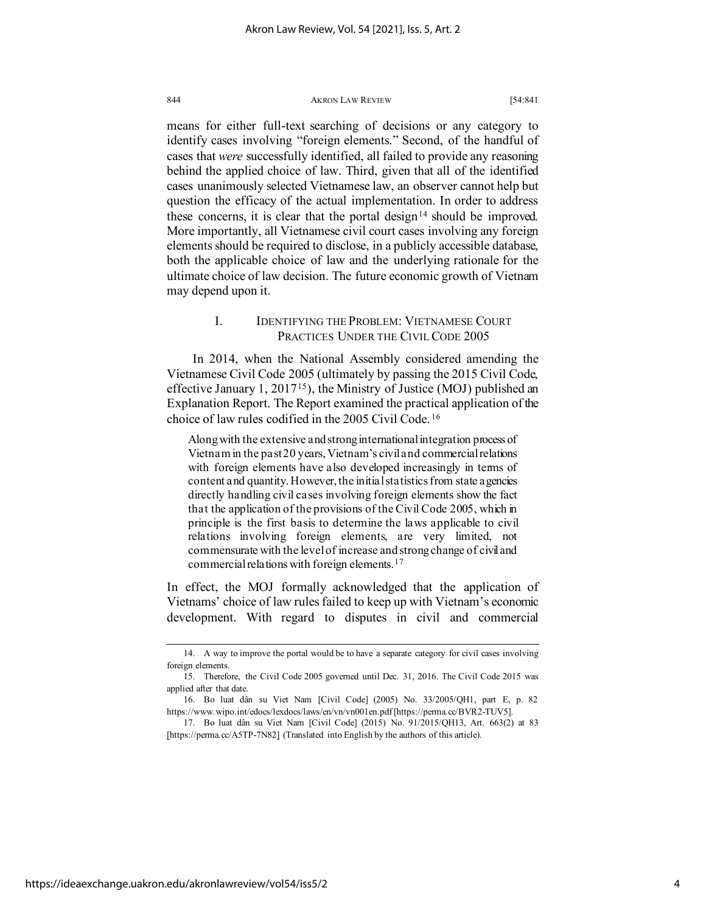means for either full-text searching of decisions or any category to identify cases involving "foreign elements." Second, of the handful of cases that *were* successfully identified, all failed to provide any reasoning behind the applied choice of law. Third, given that all of the identified cases unanimously selected Vietnamese law, an observer cannot help but question the efficacy of the actual implementation. In order to address these concerns, it is clear that the portal design[14] should be improved. More importantly, all Vietnamese civil court cases involving any foreign elements should be required to disclose, in a publicly accessible database, both the applicable choice of law and the underlying rationale for the ultimate choice of law decision. The future economic growth of Vietnam may depend upon it.

## I. IDENTIFYING THE PROBLEM: VIETNAMESE COURT PRACTICES UNDER THE CIVIL CODE 2005

In 2014, when the National Assembly considered amending the Vietnamese Civil Code 2005 (ultimately by passing the 2015 Civil Code, effective January 1, 2017[15]), the Ministry of Justice (MOJ) published an Explanation Report. The Report examined the practical application of the choice of law rules codified in the 2005 Civil Code.[16]

> Along with the extensive and strong international integration process of Vietnam in the past 20 years, Vietnam's civil and commercial relations with foreign elements have also developed increasingly in terms of content and quantity. However, the initial statistics from state agencies directly handling civil cases involving foreign elements show the fact that the application of the provisions of the Civil Code 2005, which in principle is the first basis to determine the laws applicable to civil relations involving foreign elements, are very limited, not commensurate with the level of increase and strong change of civil and commercial relations with foreign elements.[17]

In effect, the MOJ formally acknowledged that the application of Vietnams' choice of law rules failed to keep up with Vietnam's economic development. With regard to disputes in civil and commercial

---

14. A way to improve the portal would be to have a separate category for civil cases involving foreign elements.

15. Therefore, the Civil Code 2005 governed until Dec. 31, 2016. The Civil Code 2015 was applied after that date.

16. Bo luat dân su Viet Nam [Civil Code] (2005) No. 33/2005/QH1, part E, p. 82 https://www.wipo.int/edocs/lexdocs/laws/en/vn/vn001en.pdf [https://perma.cc/BVR2-TUV5].

17. Bo luat dân su Viet Nam [Civil Code] (2015) No. 91/2015/QH13, Art. 663(2) at 83 [https://perma.cc/A5TP-7N82] (Translated into English by the authors of this article).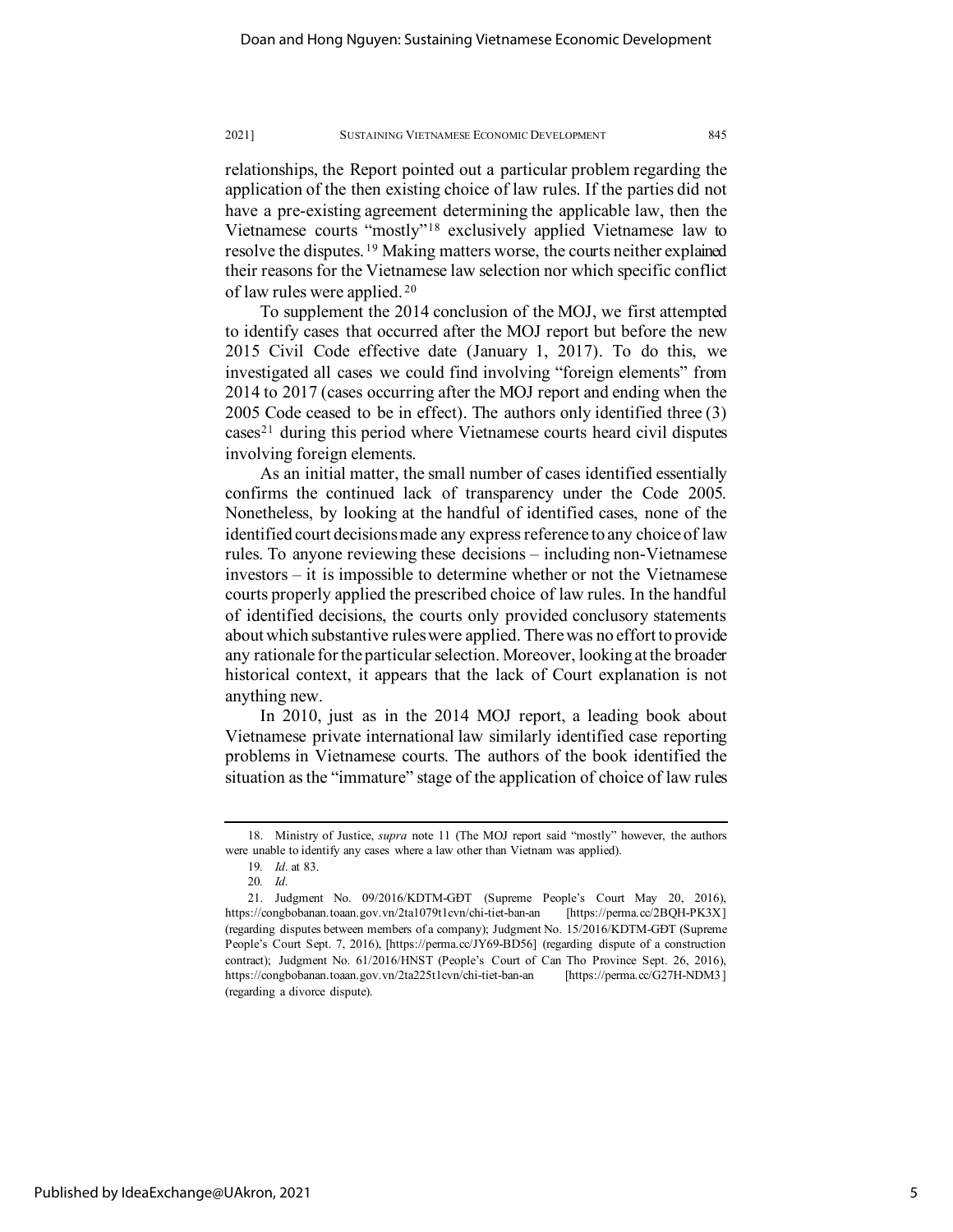relationships, the Report pointed out a particular problem regarding the application of the then existing choice of law rules. If the parties did not have a pre-existing agreement determining the applicable law, then the Vietnamese courts "mostly"[18] exclusively applied Vietnamese law to resolve the disputes.[19] Making matters worse, the courts neither explained their reasons for the Vietnamese law selection nor which specific conflict of law rules were applied.[20]

To supplement the 2014 conclusion of the MOJ, we first attempted to identify cases that occurred after the MOJ report but before the new 2015 Civil Code effective date (January 1, 2017). To do this, we investigated all cases we could find involving "foreign elements" from 2014 to 2017 (cases occurring after the MOJ report and ending when the 2005 Code ceased to be in effect). The authors only identified three (3) cases[21] during this period where Vietnamese courts heard civil disputes involving foreign elements.

As an initial matter, the small number of cases identified essentially confirms the continued lack of transparency under the Code 2005. Nonetheless, by looking at the handful of identified cases, none of the identified court decisions made any express reference to any choice of law rules. To anyone reviewing these decisions – including non-Vietnamese investors – it is impossible to determine whether or not the Vietnamese courts properly applied the prescribed choice of law rules. In the handful of identified decisions, the courts only provided conclusory statements about which substantive rules were applied. There was no effort to provide any rationale for the particular selection. Moreover, looking at the broader historical context, it appears that the lack of Court explanation is not anything new.

In 2010, just as in the 2014 MOJ report, a leading book about Vietnamese private international law similarly identified case reporting problems in Vietnamese courts. The authors of the book identified the situation as the "immature" stage of the application of choice of law rules

---

18. Ministry of Justice, *supra* note 11 (The MOJ report said "mostly" however, the authors were unable to identify any cases where a law other than Vietnam was applied).

19. *Id*. at 83.

20. *Id*.

21. Judgment No. 09/2016/KDTM-GĐT (Supreme People's Court May 20, 2016), https://congbobanan.toaan.gov.vn/2ta1079t1cvn/chi-tiet-ban-an [https://perma.cc/2BQH-PK3X] (regarding disputes between members of a company); Judgment No. 15/2016/KDTM-GĐT (Supreme People's Court Sept. 7, 2016), [https://perma.cc/JY69-BD56] (regarding dispute of a construction contract); Judgment No. 61/2016/HNST (People's Court of Can Tho Province Sept. 26, 2016), https://congbobanan.toaan.gov.vn/2ta225t1cvn/chi-tiet-ban-an [https://perma.cc/G27H-NDM3] (regarding a divorce dispute).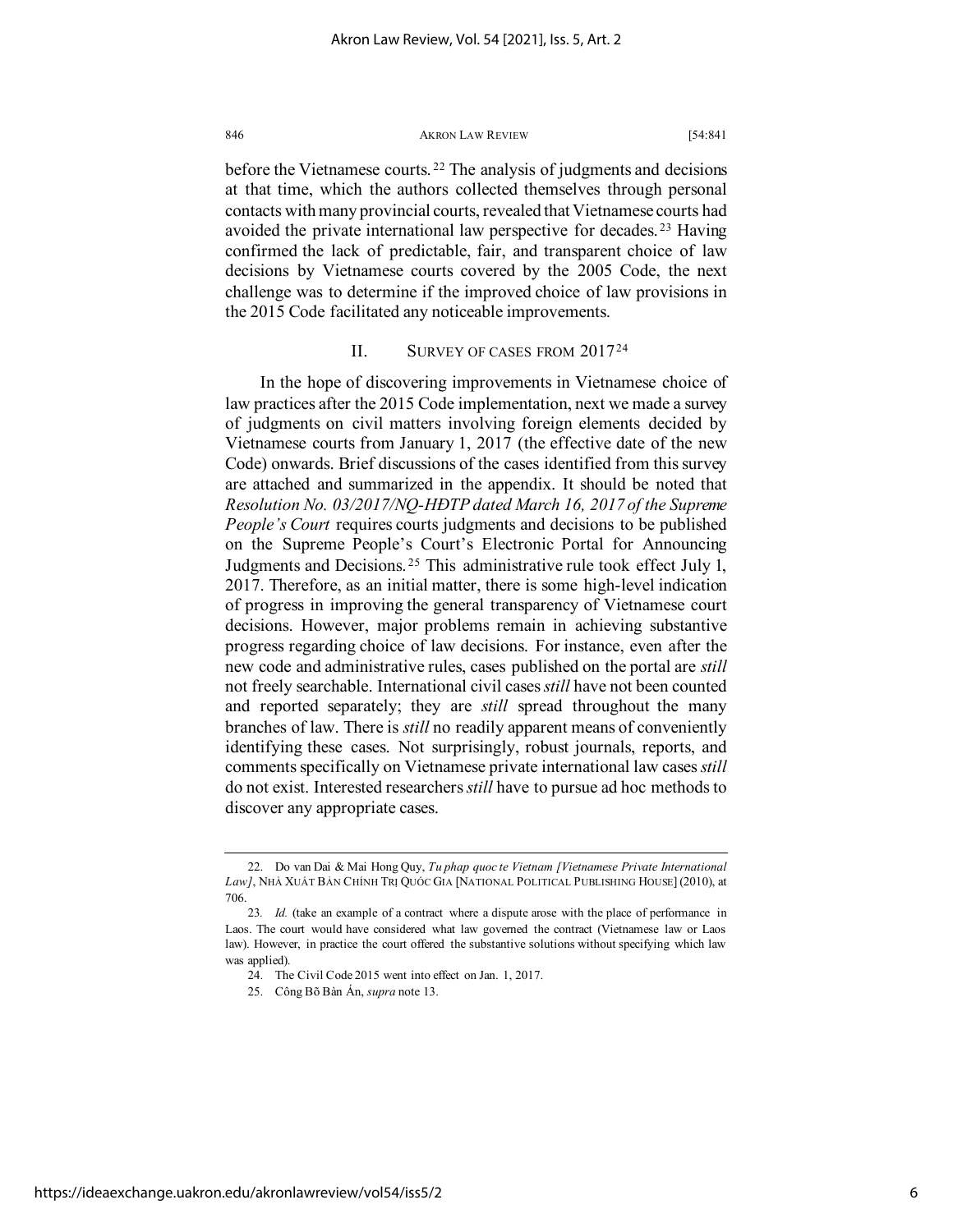before the Vietnamese courts.[22] The analysis of judgments and decisions at that time, which the authors collected themselves through personal contacts with many provincial courts, revealed that Vietnamese courts had avoided the private international law perspective for decades.[23] Having confirmed the lack of predictable, fair, and transparent choice of law decisions by Vietnamese courts covered by the 2005 Code, the next challenge was to determine if the improved choice of law provisions in the 2015 Code facilitated any noticeable improvements.

## II. SURVEY OF CASES FROM 2017[24]

In the hope of discovering improvements in Vietnamese choice of law practices after the 2015 Code implementation, next we made a survey of judgments on civil matters involving foreign elements decided by Vietnamese courts from January 1, 2017 (the effective date of the new Code) onwards. Brief discussions of the cases identified from this survey are attached and summarized in the appendix. It should be noted that *Resolution No. 03/2017/NQ-HĐTP dated March 16, 2017 of the Supreme People's Court* requires courts judgments and decisions to be published on the Supreme People's Court's Electronic Portal for Announcing Judgments and Decisions.[25] This administrative rule took effect July 1, 2017. Therefore, as an initial matter, there is some high-level indication of progress in improving the general transparency of Vietnamese court decisions. However, major problems remain in achieving substantive progress regarding choice of law decisions. For instance, even after the new code and administrative rules, cases published on the portal are *still* not freely searchable. International civil cases *still* have not been counted and reported separately; they are *still* spread throughout the many branches of law. There is *still* no readily apparent means of conveniently identifying these cases. Not surprisingly, robust journals, reports, and comments specifically on Vietnamese private international law cases *still* do not exist. Interested researchers *still* have to pursue ad hoc methods to discover any appropriate cases.

---

22. Do van Dai & Mai Hong Quy, *Tu phap quoc te Vietnam [Vietnamese Private International Law]*, NHÀ XUẤT BẢN CHÍNH TRỊ QUỐC GIA [NATIONAL POLITICAL PUBLISHING HOUSE] (2010), at 706.

23. *Id.* (take an example of a contract where a dispute arose with the place of performance in Laos. The court would have considered what law governed the contract (Vietnamese law or Laos law). However, in practice the court offered the substantive solutions without specifying which law was applied).

24. The Civil Code 2015 went into effect on Jan. 1, 2017.

25. Công Bố Bản Án, *supra* note 13.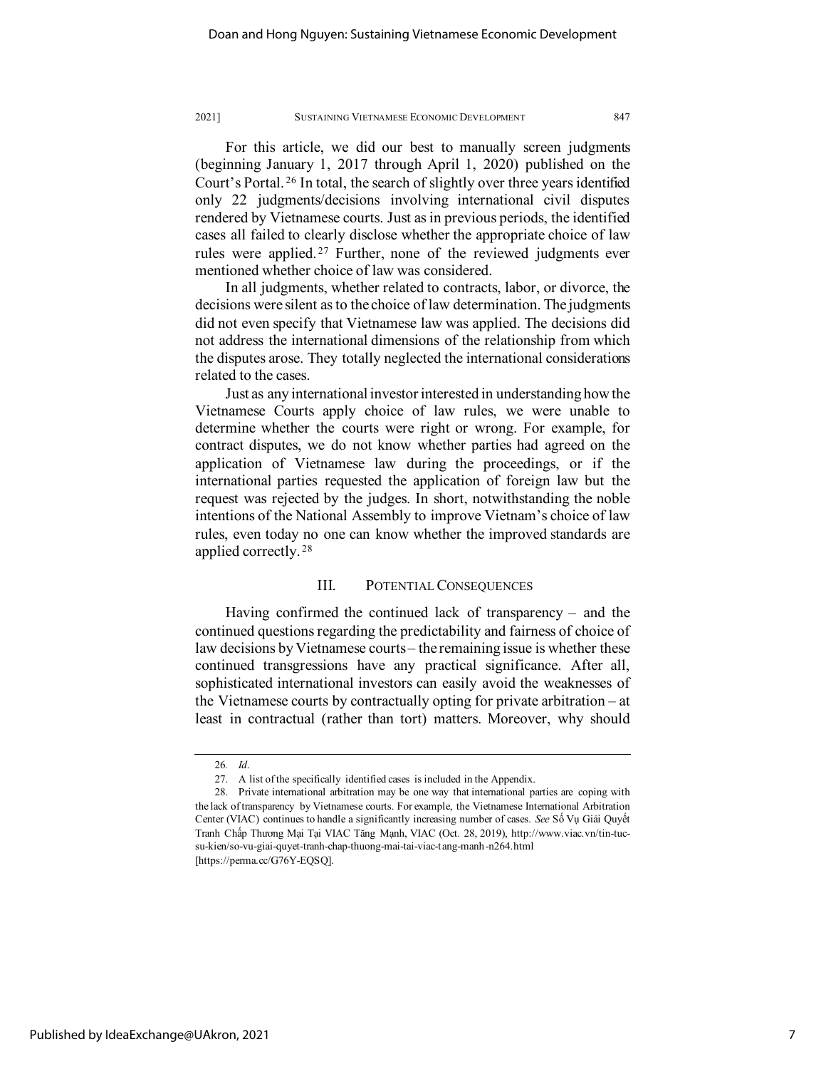For this article, we did our best to manually screen judgments (beginning January 1, 2017 through April 1, 2020) published on the Court's Portal.[26] In total, the search of slightly over three years identified only 22 judgments/decisions involving international civil disputes rendered by Vietnamese courts. Just as in previous periods, the identified cases all failed to clearly disclose whether the appropriate choice of law rules were applied.[27] Further, none of the reviewed judgments ever mentioned whether choice of law was considered.

In all judgments, whether related to contracts, labor, or divorce, the decisions were silent as to the choice of law determination. The judgments did not even specify that Vietnamese law was applied. The decisions did not address the international dimensions of the relationship from which the disputes arose. They totally neglected the international considerations related to the cases.

Just as any international investor interested in understanding how the Vietnamese Courts apply choice of law rules, we were unable to determine whether the courts were right or wrong. For example, for contract disputes, we do not know whether parties had agreed on the application of Vietnamese law during the proceedings, or if the international parties requested the application of foreign law but the request was rejected by the judges. In short, notwithstanding the noble intentions of the National Assembly to improve Vietnam's choice of law rules, even today no one can know whether the improved standards are applied correctly.[28]

## III. POTENTIAL CONSEQUENCES

Having confirmed the continued lack of transparency – and the continued questions regarding the predictability and fairness of choice of law decisions by Vietnamese courts – the remaining issue is whether these continued transgressions have any practical significance. After all, sophisticated international investors can easily avoid the weaknesses of the Vietnamese courts by contractually opting for private arbitration – at least in contractual (rather than tort) matters. Moreover, why should

---

26. *Id*.

27. A list of the specifically identified cases is included in the Appendix.

28. Private international arbitration may be one way that international parties are coping with the lack of transparency by Vietnamese courts. For example, the Vietnamese International Arbitration Center (VIAC) continues to handle a significantly increasing number of cases. *See* Số Vụ Giải Quyết Tranh Chấp Thương Mại Tại VIAC Tăng Mạnh, VIAC (Oct. 28, 2019), http://www.viac.vn/tin-tuc-su-kien/so-vu-giai-quyet-tranh-chap-thuong-mai-tai-viac-tang-manh-n264.html [https://perma.cc/G76Y-EQSQ].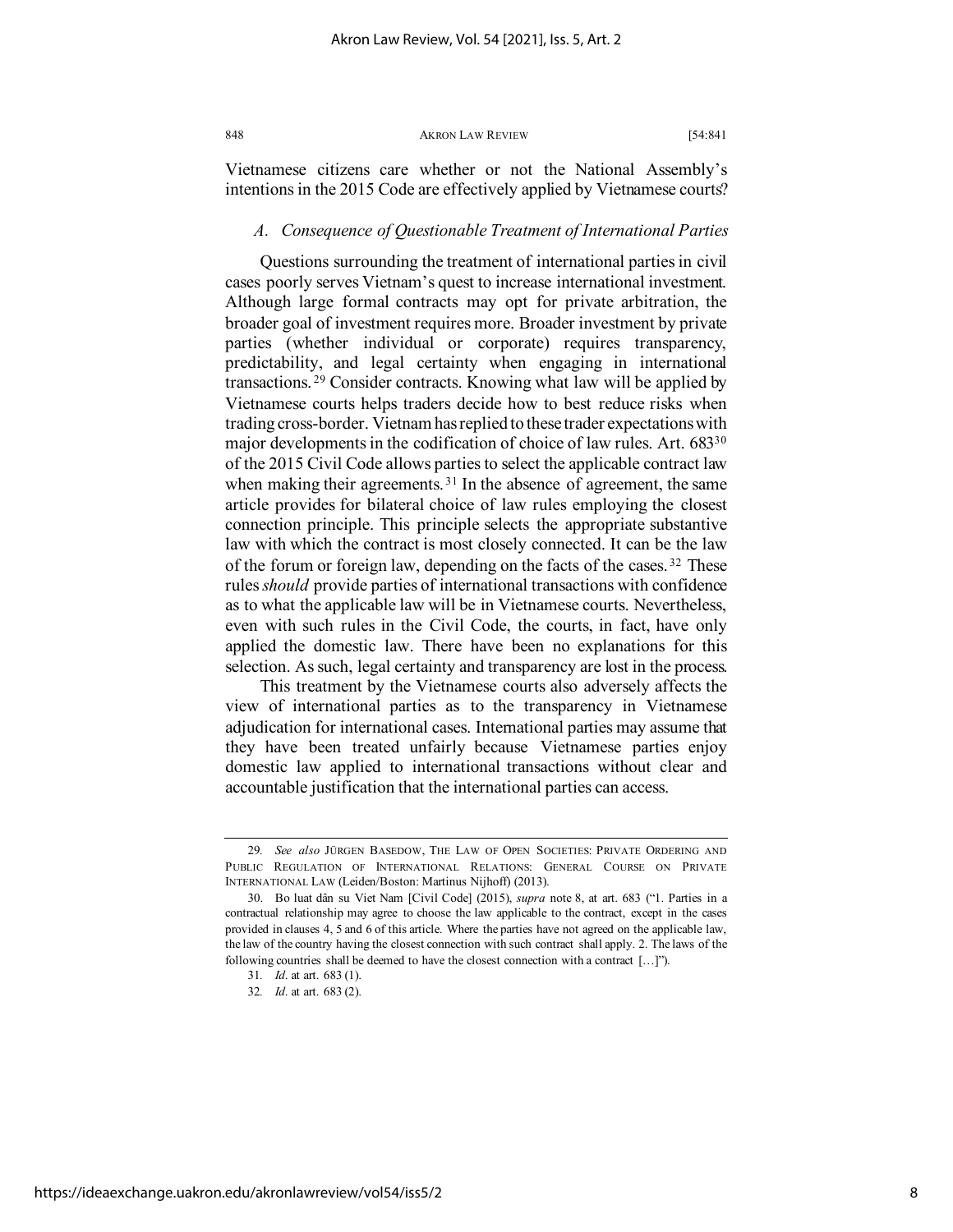Vietnamese citizens care whether or not the National Assembly's intentions in the 2015 Code are effectively applied by Vietnamese courts?

### *A. Consequence of Questionable Treatment of International Parties*

Questions surrounding the treatment of international parties in civil cases poorly serves Vietnam's quest to increase international investment. Although large formal contracts may opt for private arbitration, the broader goal of investment requires more. Broader investment by private parties (whether individual or corporate) requires transparency, predictability, and legal certainty when engaging in international transactions.[29] Consider contracts. Knowing what law will be applied by Vietnamese courts helps traders decide how to best reduce risks when trading cross-border. Vietnam has replied to these trader expectations with major developments in the codification of choice of law rules. Art. 683[30] of the 2015 Civil Code allows parties to select the applicable contract law when making their agreements.[31] In the absence of agreement, the same article provides for bilateral choice of law rules employing the closest connection principle. This principle selects the appropriate substantive law with which the contract is most closely connected. It can be the law of the forum or foreign law, depending on the facts of the cases.[32] These rules *should* provide parties of international transactions with confidence as to what the applicable law will be in Vietnamese courts. Nevertheless, even with such rules in the Civil Code, the courts, in fact, have only applied the domestic law. There have been no explanations for this selection. As such, legal certainty and transparency are lost in the process.

This treatment by the Vietnamese courts also adversely affects the view of international parties as to the transparency in Vietnamese adjudication for international cases. International parties may assume that they have been treated unfairly because Vietnamese parties enjoy domestic law applied to international transactions without clear and accountable justification that the international parties can access.

---

29. *See also* JÜRGEN BASEDOW, THE LAW OF OPEN SOCIETIES: PRIVATE ORDERING AND PUBLIC REGULATION OF INTERNATIONAL RELATIONS: GENERAL COURSE ON PRIVATE INTERNATIONAL LAW (Leiden/Boston: Martinus Nijhoff) (2013).

30. Bo luat dân su Viet Nam [Civil Code] (2015), *supra* note 8, at art. 683 ("1. Parties in a contractual relationship may agree to choose the law applicable to the contract, except in the cases provided in clauses 4, 5 and 6 of this article. Where the parties have not agreed on the applicable law, the law of the country having the closest connection with such contract shall apply. 2. The laws of the following countries shall be deemed to have the closest connection with a contract […]").

31. *Id*. at art. 683 (1).

32. *Id*. at art. 683 (2).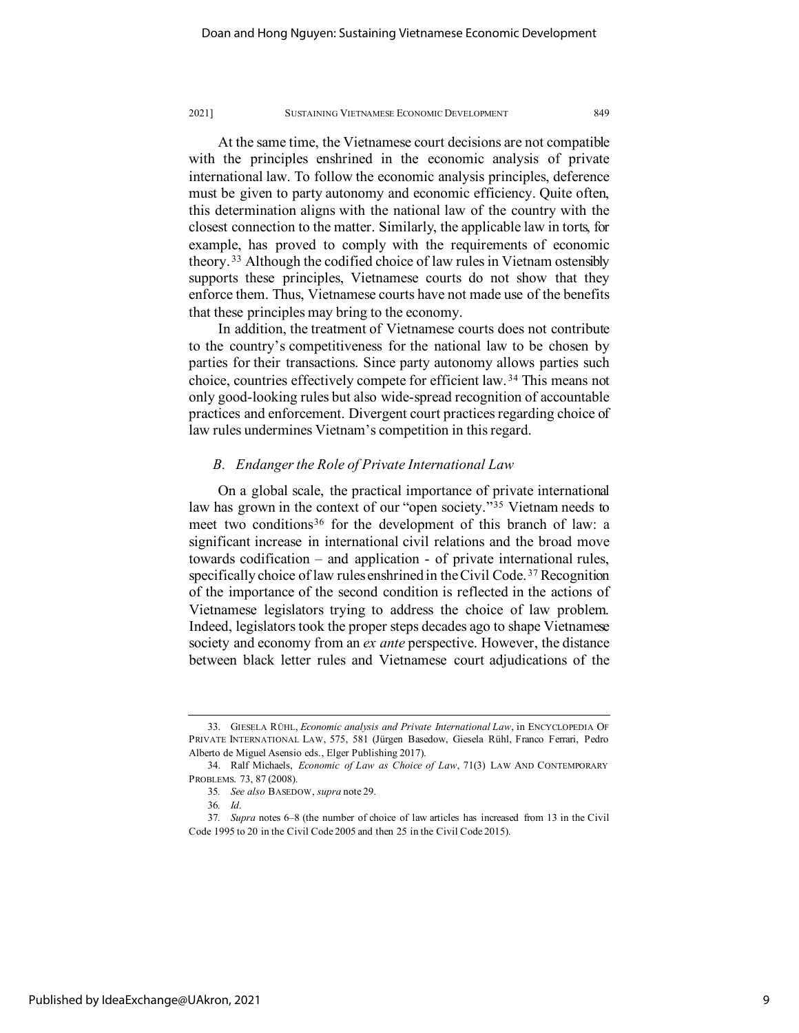At the same time, the Vietnamese court decisions are not compatible with the principles enshrined in the economic analysis of private international law. To follow the economic analysis principles, deference must be given to party autonomy and economic efficiency. Quite often, this determination aligns with the national law of the country with the closest connection to the matter. Similarly, the applicable law in torts, for example, has proved to comply with the requirements of economic theory.[33] Although the codified choice of law rules in Vietnam ostensibly supports these principles, Vietnamese courts do not show that they enforce them. Thus, Vietnamese courts have not made use of the benefits that these principles may bring to the economy.

In addition, the treatment of Vietnamese courts does not contribute to the country's competitiveness for the national law to be chosen by parties for their transactions. Since party autonomy allows parties such choice, countries effectively compete for efficient law.[34] This means not only good-looking rules but also wide-spread recognition of accountable practices and enforcement. Divergent court practices regarding choice of law rules undermines Vietnam's competition in this regard.

### *B. Endanger the Role of Private International Law*

On a global scale, the practical importance of private international law has grown in the context of our "open society."[35] Vietnam needs to meet two conditions[36] for the development of this branch of law: a significant increase in international civil relations and the broad move towards codification – and application - of private international rules, specifically choice of law rules enshrined in the Civil Code.[37] Recognition of the importance of the second condition is reflected in the actions of Vietnamese legislators trying to address the choice of law problem. Indeed, legislators took the proper steps decades ago to shape Vietnamese society and economy from an *ex ante* perspective. However, the distance between black letter rules and Vietnamese court adjudications of the

---

33. GIESELA RÜHL, *Economic analysis and Private International Law*, in ENCYCLOPEDIA OF PRIVATE INTERNATIONAL LAW, 575, 581 (Jürgen Basedow, Giesela Rühl, Franco Ferrari, Pedro Alberto de Miguel Asensio eds., Elger Publishing 2017).

34. Ralf Michaels, *Economic of Law as Choice of Law*, 71(3) LAW AND CONTEMPORARY PROBLEMS. 73, 87 (2008).

35. *See also* BASEDOW, *supra* note 29.

36. *Id*.

37. *Supra* notes 6–8 (the number of choice of law articles has increased from 13 in the Civil Code 1995 to 20 in the Civil Code 2005 and then 25 in the Civil Code 2015).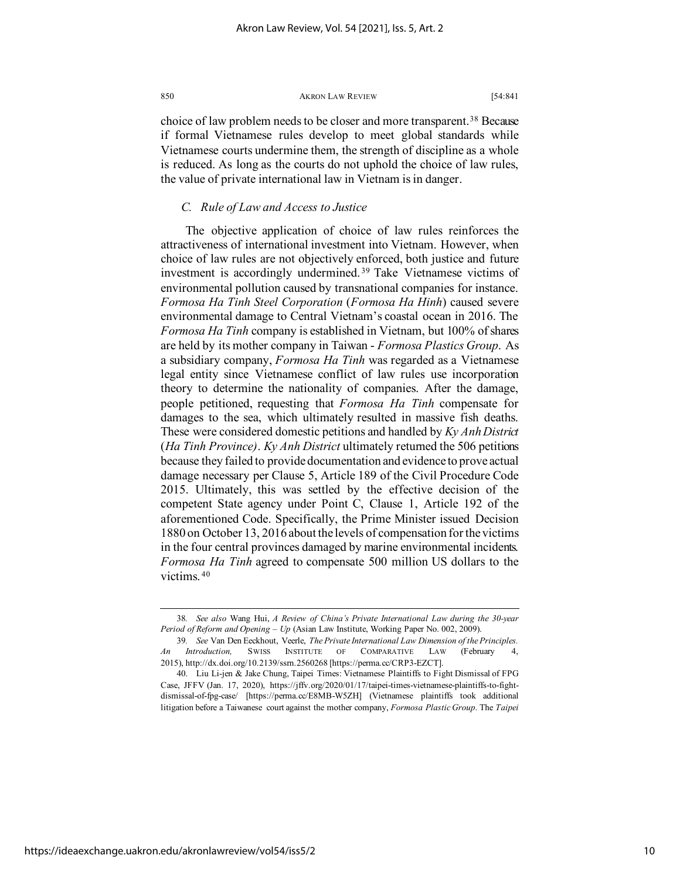choice of law problem needs to be closer and more transparent.[38] Because if formal Vietnamese rules develop to meet global standards while Vietnamese courts undermine them, the strength of discipline as a whole is reduced. As long as the courts do not uphold the choice of law rules, the value of private international law in Vietnam is in danger.

### *C. Rule of Law and Access to Justice*

The objective application of choice of law rules reinforces the attractiveness of international investment into Vietnam. However, when choice of law rules are not objectively enforced, both justice and future investment is accordingly undermined.[39] Take Vietnamese victims of environmental pollution caused by transnational companies for instance. *Formosa Ha Tinh Steel Corporation* (*Formosa Ha Hinh*) caused severe environmental damage to Central Vietnam's coastal ocean in 2016. The *Formosa Ha Tinh* company is established in Vietnam, but 100% of shares are held by its mother company in Taiwan - *Formosa Plastics Group*. As a subsidiary company, *Formosa Ha Tinh* was regarded as a Vietnamese legal entity since Vietnamese conflict of law rules use incorporation theory to determine the nationality of companies. After the damage, people petitioned, requesting that *Formosa Ha Tinh* compensate for damages to the sea, which ultimately resulted in massive fish deaths. These were considered domestic petitions and handled by *Ky Anh District* (*Ha Tinh Province)*. *Ky Anh District* ultimately returned the 506 petitions because they failed to provide documentation and evidence to prove actual damage necessary per Clause 5, Article 189 of the Civil Procedure Code 2015. Ultimately, this was settled by the effective decision of the competent State agency under Point C, Clause 1, Article 192 of the aforementioned Code. Specifically, the Prime Minister issued Decision 1880 on October 13, 2016 about the levels of compensation for the victims in the four central provinces damaged by marine environmental incidents. *Formosa Ha Tinh* agreed to compensate 500 million US dollars to the victims.[40]

---

38. *See also* Wang Hui, *A Review of China's Private International Law during the 30-year Period of Reform and Opening – Up* (Asian Law Institute, Working Paper No. 002, 2009).

39. *See* Van Den Eeckhout, Veerle, *The Private International Law Dimension of the Principles. An Introduction,* SWISS INSTITUTE OF COMPARATIVE LAW (February 4, 2015), http://dx.doi.org/10.2139/ssrn.2560268 [https://perma.cc/CRP3-EZCT].

40. Liu Li-jen & Jake Chung, Taipei Times: Vietnamese Plaintiffs to Fight Dismissal of FPG Case, JFFV (Jan. 17, 2020), https://jffv.org/2020/01/17/taipei-times-vietnamese-plaintiffs-to-fight-dismissal-of-fpg-case/ [https://perma.cc/E8MB-W5ZH] (Vietnamese plaintiffs took additional litigation before a Taiwanese court against the mother company, *Formosa Plastic Group*. The *Taipei*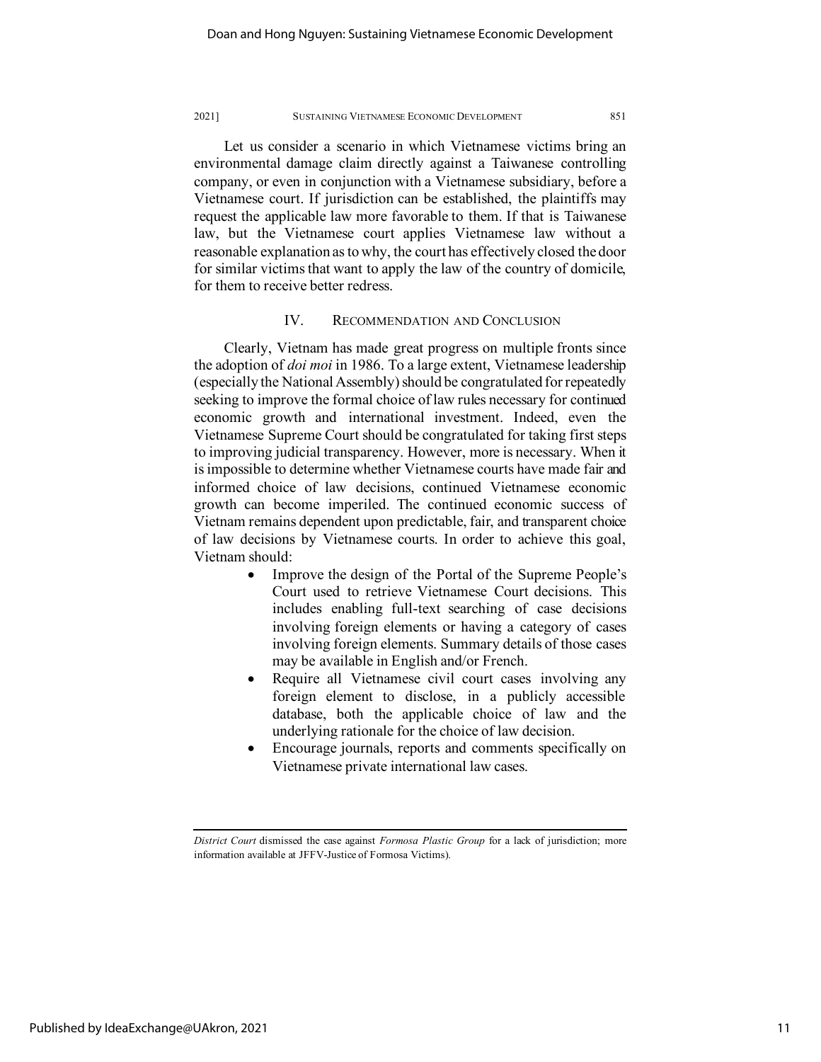Let us consider a scenario in which Vietnamese victims bring an environmental damage claim directly against a Taiwanese controlling company, or even in conjunction with a Vietnamese subsidiary, before a Vietnamese court. If jurisdiction can be established, the plaintiffs may request the applicable law more favorable to them. If that is Taiwanese law, but the Vietnamese court applies Vietnamese law without a reasonable explanation as to why, the court has effectively closed the door for similar victims that want to apply the law of the country of domicile, for them to receive better redress.

## IV. Recommendation and Conclusion

Clearly, Vietnam has made great progress on multiple fronts since the adoption of *doi moi* in 1986. To a large extent, Vietnamese leadership (especially the National Assembly) should be congratulated for repeatedly seeking to improve the formal choice of law rules necessary for continued economic growth and international investment. Indeed, even the Vietnamese Supreme Court should be congratulated for taking first steps to improving judicial transparency. However, more is necessary. When it is impossible to determine whether Vietnamese courts have made fair and informed choice of law decisions, continued Vietnamese economic growth can become imperiled. The continued economic success of Vietnam remains dependent upon predictable, fair, and transparent choice of law decisions by Vietnamese courts. In order to achieve this goal, Vietnam should:

- Improve the design of the Portal of the Supreme People's Court used to retrieve Vietnamese Court decisions. This includes enabling full-text searching of case decisions involving foreign elements or having a category of cases involving foreign elements. Summary details of those cases may be available in English and/or French.
- Require all Vietnamese civil court cases involving any foreign element to disclose, in a publicly accessible database, both the applicable choice of law and the underlying rationale for the choice of law decision.
- Encourage journals, reports and comments specifically on Vietnamese private international law cases.

---

*District Court* dismissed the case against *Formosa Plastic Group* for a lack of jurisdiction; more information available at JFFV-Justice of Formosa Victims).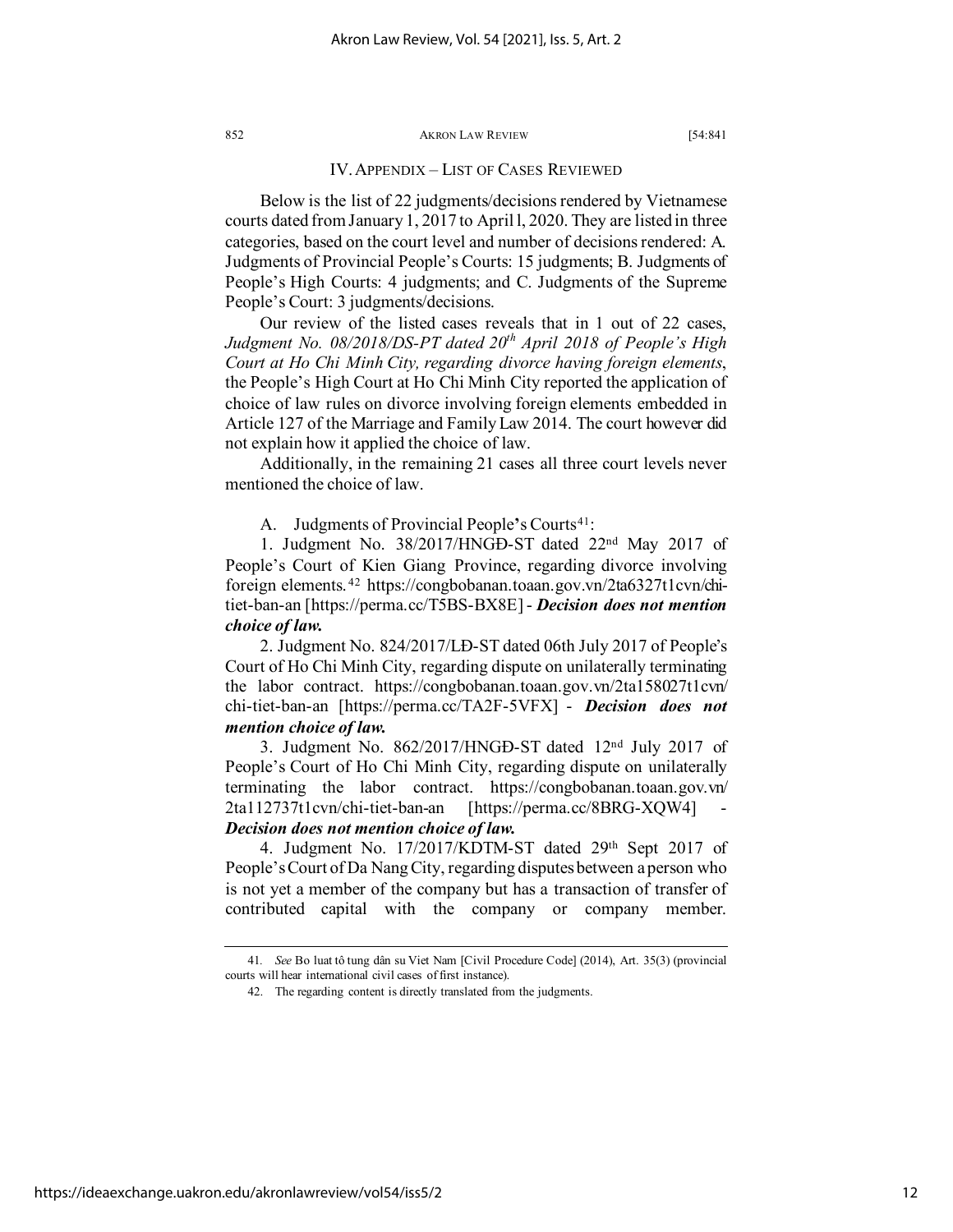## IV. APPENDIX – LIST OF CASES REVIEWED

Below is the list of 22 judgments/decisions rendered by Vietnamese courts dated from January 1, 2017 to April1, 2020. They are listed in three categories, based on the court level and number of decisions rendered: A. Judgments of Provincial People's Courts: 15 judgments; B. Judgments of People's High Courts: 4 judgments; and C. Judgments of the Supreme People's Court: 3 judgments/decisions.

Our review of the listed cases reveals that in 1 out of 22 cases, *Judgment No. 08/2018/DS-PT dated 20th April 2018 of People's High Court at Ho Chi Minh City, regarding divorce having foreign elements*, the People's High Court at Ho Chi Minh City reported the application of choice of law rules on divorce involving foreign elements embedded in Article 127 of the Marriage and Family Law 2014. The court however did not explain how it applied the choice of law.

Additionally, in the remaining 21 cases all three court levels never mentioned the choice of law.

A. Judgments of Provincial People's Courts[41]:

1. Judgment No. 38/2017/HNGĐ-ST dated 22nd May 2017 of People's Court of Kien Giang Province, regarding divorce involving foreign elements.[42] https://congbobanan.toaan.gov.vn/2ta6327t1cvn/chi-tiet-ban-an [https://perma.cc/T5BS-BX8E] - ***Decision does not mention choice of law.***

2. Judgment No. 824/2017/LĐ-ST dated 06th July 2017 of People's Court of Ho Chi Minh City, regarding dispute on unilaterally terminating the labor contract. https://congbobanan.toaan.gov.vn/2ta158027t1cvn/chi-tiet-ban-an [https://perma.cc/TA2F-5VFX] - ***Decision does not mention choice of law.***

3. Judgment No. 862/2017/HNGĐ-ST dated 12nd July 2017 of People's Court of Ho Chi Minh City, regarding dispute on unilaterally terminating the labor contract. https://congbobanan.toaan.gov.vn/2ta112737t1cvn/chi-tiet-ban-an [https://perma.cc/8BRG-XQW4] - ***Decision does not mention choice of law.***

4. Judgment No. 17/2017/KDTM-ST dated 29th Sept 2017 of People's Court of Da Nang City, regarding disputes between a person who is not yet a member of the company but has a transaction of transfer of contributed capital with the company or company member.

---

41. *See* Bo luat tô tung dân su Viet Nam [Civil Procedure Code] (2014), Art. 35(3) (provincial courts will hear international civil cases of first instance).

42. The regarding content is directly translated from the judgments.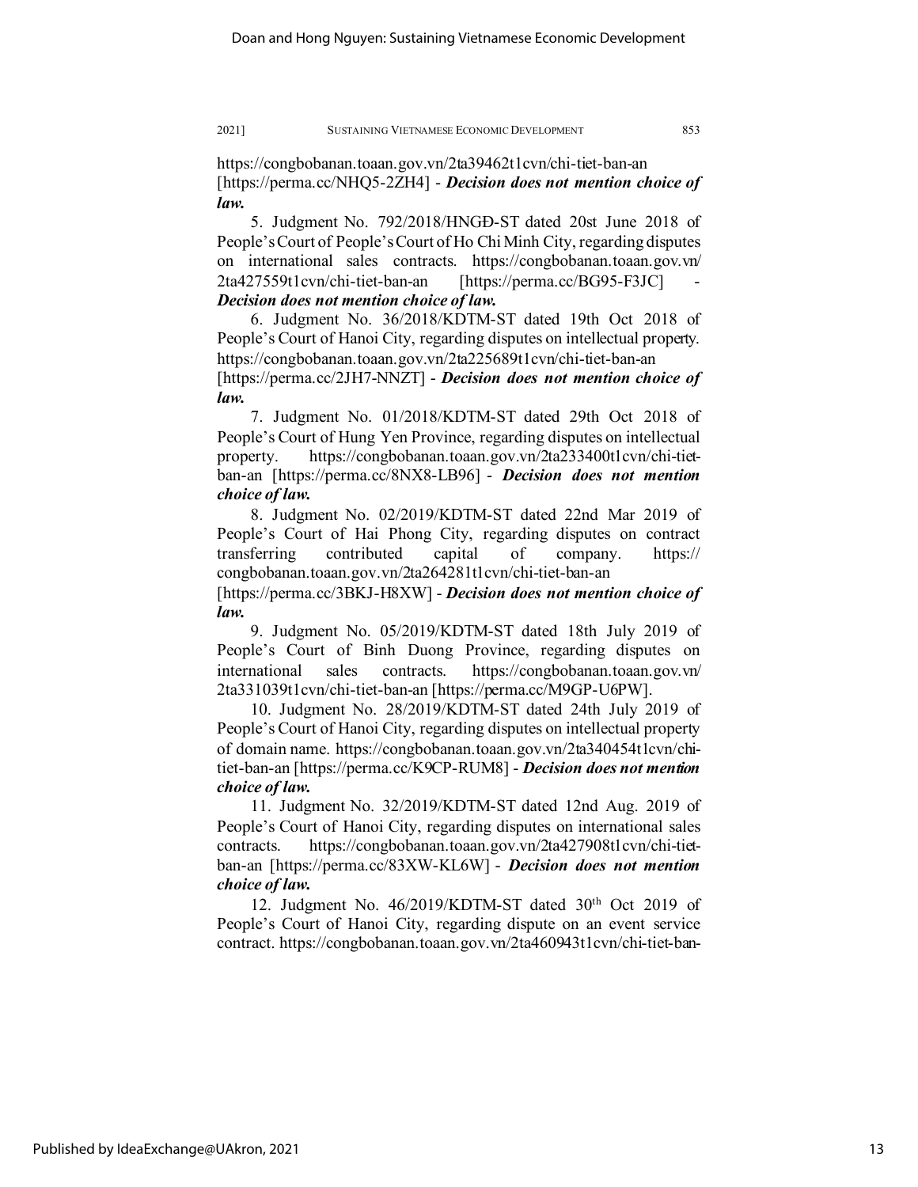https://congbobanan.toaan.gov.vn/2ta39462t1cvn/chi-tiet-ban-an [https://perma.cc/NHQ5-2ZH4] - ***Decision does not mention choice of law.***

5. Judgment No. 792/2018/HNGĐ-ST dated 20st June 2018 of People's Court of People's Court of Ho Chi Minh City, regarding disputes on international sales contracts. https://congbobanan.toaan.gov.vn/2ta427559t1cvn/chi-tiet-ban-an [https://perma.cc/BG95-F3JC] - ***Decision does not mention choice of law.***

6. Judgment No. 36/2018/KDTM-ST dated 19th Oct 2018 of People's Court of Hanoi City, regarding disputes on intellectual property. https://congbobanan.toaan.gov.vn/2ta225689t1cvn/chi-tiet-ban-an [https://perma.cc/2JH7-NNZT] - ***Decision does not mention choice of law.***

7. Judgment No. 01/2018/KDTM-ST dated 29th Oct 2018 of People's Court of Hung Yen Province, regarding disputes on intellectual property. https://congbobanan.toaan.gov.vn/2ta233400t1cvn/chi-tiet-ban-an [https://perma.cc/8NX8-LB96] - ***Decision does not mention choice of law.***

8. Judgment No. 02/2019/KDTM-ST dated 22nd Mar 2019 of People's Court of Hai Phong City, regarding disputes on contract transferring contributed capital of company. https://congbobanan.toaan.gov.vn/2ta264281t1cvn/chi-tiet-ban-an [https://perma.cc/3BKJ-H8XW] - ***Decision does not mention choice of law.***

9. Judgment No. 05/2019/KDTM-ST dated 18th July 2019 of People's Court of Binh Duong Province, regarding disputes on international sales contracts. https://congbobanan.toaan.gov.vn/2ta331039t1cvn/chi-tiet-ban-an [https://perma.cc/M9GP-U6PW].

10. Judgment No. 28/2019/KDTM-ST dated 24th July 2019 of People's Court of Hanoi City, regarding disputes on intellectual property of domain name. https://congbobanan.toaan.gov.vn/2ta340454t1cvn/chi-tiet-ban-an [https://perma.cc/K9CP-RUM8] - ***Decision does not mention choice of law.***

11. Judgment No. 32/2019/KDTM-ST dated 12nd Aug. 2019 of People's Court of Hanoi City, regarding disputes on international sales contracts. https://congbobanan.toaan.gov.vn/2ta427908t1cvn/chi-tiet-ban-an [https://perma.cc/83XW-KL6W] - ***Decision does not mention choice of law.***

12. Judgment No. 46/2019/KDTM-ST dated 30th Oct 2019 of People's Court of Hanoi City, regarding dispute on an event service contract. https://congbobanan.toaan.gov.vn/2ta460943t1cvn/chi-tiet-ban-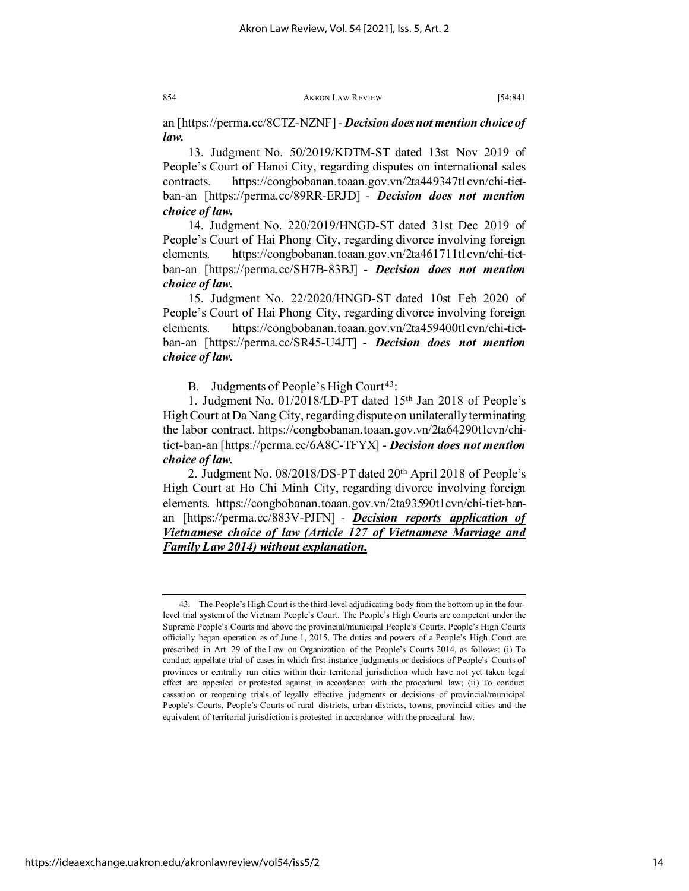an [https://perma.cc/8CTZ-NZNF] - ***Decision does not mention choice of law.***

13. Judgment No. 50/2019/KDTM-ST dated 13st Nov 2019 of People's Court of Hanoi City, regarding disputes on international sales contracts. https://congbobanan.toaan.gov.vn/2ta449347t1cvn/chi-tiet-ban-an [https://perma.cc/89RR-ERJD] - ***Decision does not mention choice of law.***

14. Judgment No. 220/2019/HNGĐ-ST dated 31st Dec 2019 of People's Court of Hai Phong City, regarding divorce involving foreign elements. https://congbobanan.toaan.gov.vn/2ta461711t1cvn/chi-tiet-ban-an [https://perma.cc/SH7B-83BJ] - ***Decision does not mention choice of law.***

15. Judgment No. 22/2020/HNGĐ-ST dated 10st Feb 2020 of People's Court of Hai Phong City, regarding divorce involving foreign elements. https://congbobanan.toaan.gov.vn/2ta459400t1cvn/chi-tiet-ban-an [https://perma.cc/SR45-U4JT] - ***Decision does not mention choice of law.***

B. Judgments of People's High Court[43]:

1. Judgment No. 01/2018/LĐ-PT dated 15th Jan 2018 of People's High Court at Da Nang City, regarding dispute on unilaterally terminating the labor contract. https://congbobanan.toaan.gov.vn/2ta64290t1cvn/chi-tiet-ban-an [https://perma.cc/6A8C-TFYX] - ***Decision does not mention choice of law.***

2. Judgment No. 08/2018/DS-PT dated 20th April 2018 of People's High Court at Ho Chi Minh City, regarding divorce involving foreign elements. https://congbobanan.toaan.gov.vn/2ta93590t1cvn/chi-tiet-ban-an [https://perma.cc/883V-PJFN] - <u>***Decision reports application of Vietnamese choice of law (Article 127 of Vietnamese Marriage and Family Law 2014) without explanation.***</u>

---

43. The People's High Court is the third-level adjudicating body from the bottom up in the four-level trial system of the Vietnam People's Court. The People's High Courts are competent under the Supreme People's Courts and above the provincial/municipal People's Courts. People's High Courts officially began operation as of June 1, 2015. The duties and powers of a People's High Court are prescribed in Art. 29 of the Law on Organization of the People's Courts 2014, as follows: (i) To conduct appellate trial of cases in which first-instance judgments or decisions of People's Courts of provinces or centrally run cities within their territorial jurisdiction which have not yet taken legal effect are appealed or protested against in accordance with the procedural law; (ii) To conduct cassation or reopening trials of legally effective judgments or decisions of provincial/municipal People's Courts, People's Courts of rural districts, urban districts, towns, provincial cities and the equivalent of territorial jurisdiction is protested in accordance with the procedural law.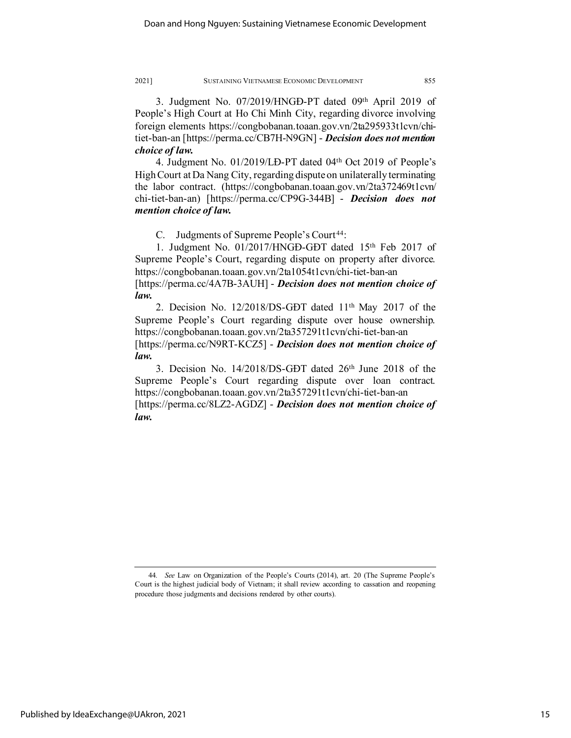3. Judgment No. 07/2019/HNGĐ-PT dated 09th April 2019 of People's High Court at Ho Chi Minh City, regarding divorce involving foreign elements https://congbobanan.toaan.gov.vn/2ta295933t1cvn/chi-tiet-ban-an [https://perma.cc/CB7H-N9GN] - ***Decision does not mention choice of law.***

4. Judgment No. 01/2019/LĐ-PT dated 04th Oct 2019 of People's High Court at Da Nang City, regarding dispute on unilaterally terminating the labor contract. (https://congbobanan.toaan.gov.vn/2ta372469t1cvn/chi-tiet-ban-an) [https://perma.cc/CP9G-344B] - ***Decision does not mention choice of law.***

C. Judgments of Supreme People's Court[44]:

1. Judgment No. 01/2017/HNGĐ-GĐT dated 15th Feb 2017 of Supreme People's Court, regarding dispute on property after divorce. https://congbobanan.toaan.gov.vn/2ta1054t1cvn/chi-tiet-ban-an [https://perma.cc/4A7B-3AUH] - ***Decision does not mention choice of law.***

2. Decision No. 12/2018/DS-GĐT dated 11th May 2017 of the Supreme People's Court regarding dispute over house ownership. https://congbobanan.toaan.gov.vn/2ta357291t1cvn/chi-tiet-ban-an [https://perma.cc/N9RT-KCZ5] - ***Decision does not mention choice of law.***

3. Decision No. 14/2018/DS-GĐT dated 26th June 2018 of the Supreme People's Court regarding dispute over loan contract. https://congbobanan.toaan.gov.vn/2ta357291t1cvn/chi-tiet-ban-an [https://perma.cc/8LZ2-AGDZ] - ***Decision does not mention choice of law.***

---

44. *See* Law on Organization of the People's Courts (2014), art. 20 (The Supreme People's Court is the highest judicial body of Vietnam; it shall review according to cassation and reopening procedure those judgments and decisions rendered by other courts).